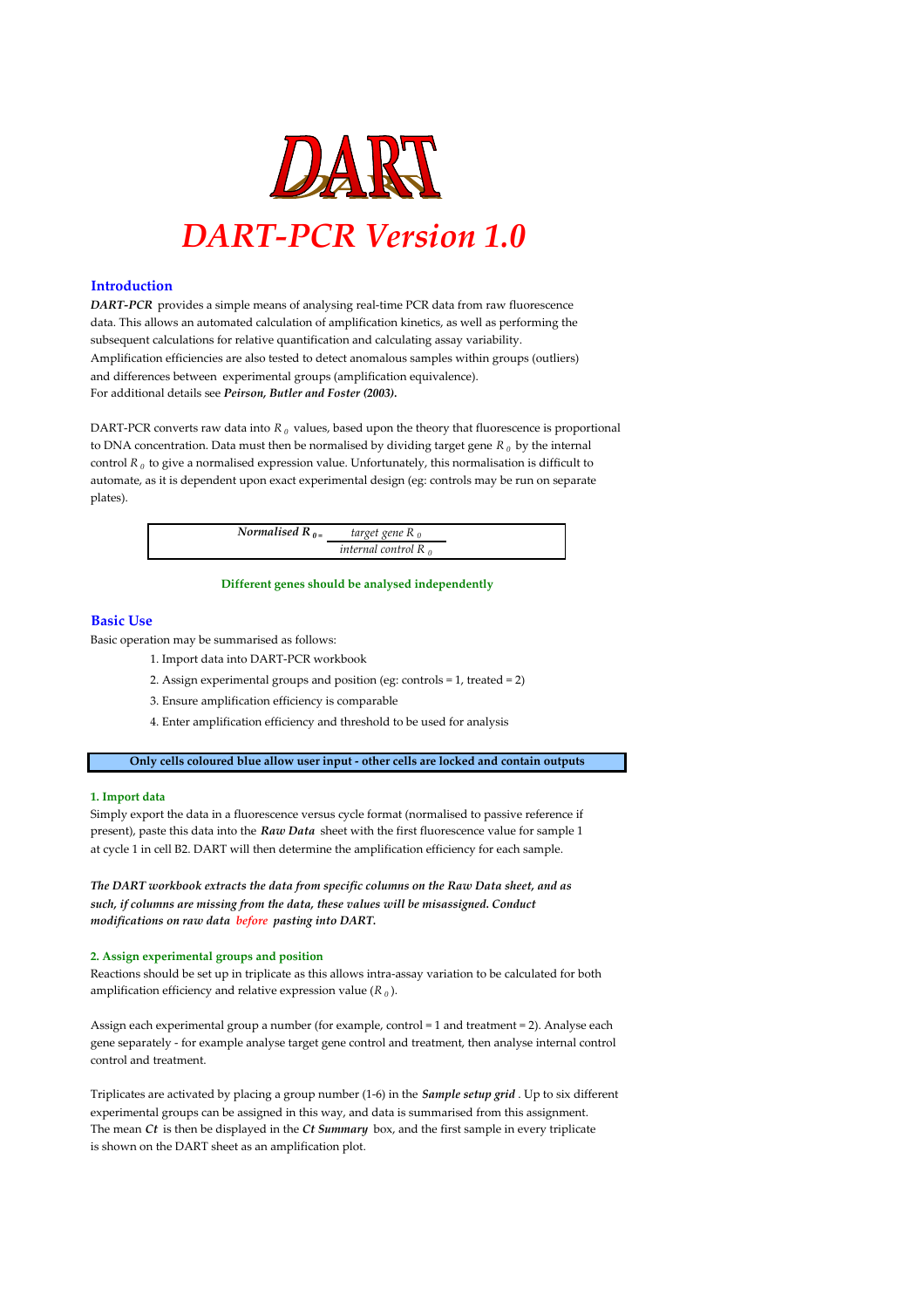# DART

# *DART-PCR Version 1.0*

## Introduction

***DART-PCR*** provides a simple means of analysing real-time PCR data from raw fluorescence data. This allows an automated calculation of amplification kinetics, as well as performing the subsequent calculations for relative quantification and calculating assay variability. Amplification efficiencies are also tested to detect anomalous samples within groups (outliers) and differences between experimental groups (amplification equivalence). For additional details see ***Peirson, Butler and Foster (2003).***

DART-PCR converts raw data into $R_0$ values, based upon the theory that fluorescence is proportional to DNA concentration. Data must then be normalised by dividing target gene $R_0$ by the internal control $R_0$ to give a normalised expression value. Unfortunately, this normalisation is difficult to automate, as it is dependent upon exact experimental design (eg: controls may be run on separate plates).

$$\textit{Normalised } R_0 = \frac{\textit{target gene } R_0}{\textit{internal control } R_0}$$

**Different genes should be analysed independently**

## Basic Use

Basic operation may be summarised as follows:

1. Import data into DART-PCR workbook
2. Assign experimental groups and position (eg: controls = 1, treated = 2)
3. Ensure amplification efficiency is comparable
4. Enter amplification efficiency and threshold to be used for analysis

**Only cells coloured blue allow user input - other cells are locked and contain outputs**

### 1. Import data

Simply export the data in a fluorescence versus cycle format (normalised to passive reference if present), paste this data into the ***Raw Data*** sheet with the first fluorescence value for sample 1 at cycle 1 in cell B2. DART will then determine the amplification efficiency for each sample.

***The DART workbook extracts the data from specific columns on the Raw Data sheet, and as such, if columns are missing from the data, these values will be misassigned. Conduct modifications on raw data before pasting into DART.***

### 2. Assign experimental groups and position

Reactions should be set up in triplicate as this allows intra-assay variation to be calculated for both amplification efficiency and relative expression value ($R_0$).

Assign each experimental group a number (for example, control = 1 and treatment = 2). Analyse each gene separately - for example analyse target gene control and treatment, then analyse internal control control and treatment.

Triplicates are activated by placing a group number (1-6) in the ***Sample setup grid***. Up to six different experimental groups can be assigned in this way, and data is summarised from this assignment. The mean ***Ct*** is then be displayed in the ***Ct Summary*** box, and the first sample in every triplicate is shown on the DART sheet as an amplification plot.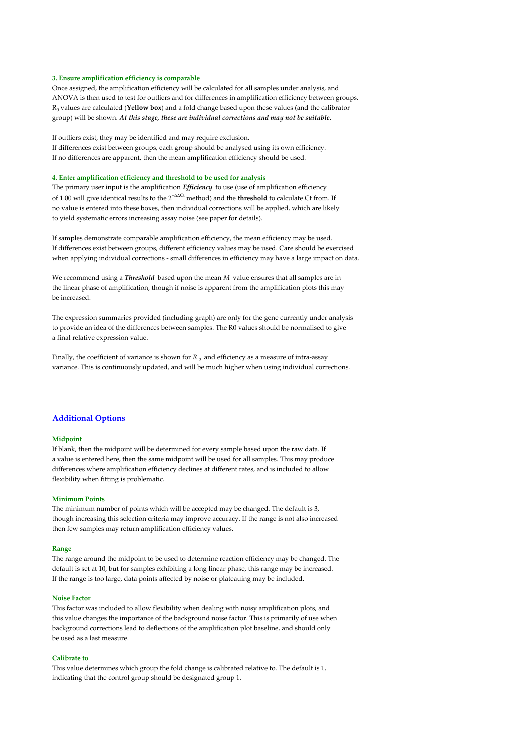#### 3. Ensure amplification efficiency is comparable

Once assigned, the amplification efficiency will be calculated for all samples under analysis, and ANOVA is then used to test for outliers and for differences in amplification efficiency between groups. $R_0$ values are calculated (**Yellow box**) and a fold change based upon these values (and the calibrator group) will be shown. ***At this stage, these are individual corrections and may not be suitable.***

If outliers exist, they may be identified and may require exclusion.
If differences exist between groups, each group should be analysed using its own efficiency.
If no differences are apparent, then the mean amplification efficiency should be used.

#### 4. Enter amplification efficiency and threshold to be used for analysis

The primary user input is the amplification ***Efficiency*** to use (use of amplification efficiency of 1.00 will give identical results to the $2^{-\Delta\Delta Ct}$ method) and the **threshold** to calculate Ct from. If no value is entered into these boxes, then individual corrections will be applied, which are likely to yield systematic errors increasing assay noise (see paper for details).

If samples demonstrate comparable amplification efficiency, the mean efficiency may be used.
If differences exist between groups, different efficiency values may be used. Care should be exercised when applying individual corrections - small differences in efficiency may have a large impact on data.

We recommend using a ***Threshold*** based upon the mean $M$ value ensures that all samples are in the linear phase of amplification, though if noise is apparent from the amplification plots this may be increased.

The expression summaries provided (including graph) are only for the gene currently under analysis to provide an idea of the differences between samples. The R0 values should be normalised to give a final relative expression value.

Finally, the coefficient of variance is shown for $R_0$ and efficiency as a measure of intra-assay variance. This is continuously updated, and will be much higher when using individual corrections.

## Additional Options

#### Midpoint

If blank, then the midpoint will be determined for every sample based upon the raw data. If a value is entered here, then the same midpoint will be used for all samples. This may produce differences where amplification efficiency declines at different rates, and is included to allow flexibility when fitting is problematic.

#### Minimum Points

The minimum number of points which will be accepted may be changed. The default is 3, though increasing this selection criteria may improve accuracy. If the range is not also increased then few samples may return amplification efficiency values.

#### Range

The range around the midpoint to be used to determine reaction efficiency may be changed. The default is set at 10, but for samples exhibiting a long linear phase, this range may be increased. If the range is too large, data points affected by noise or plateauing may be included.

#### Noise Factor

This factor was included to allow flexibility when dealing with noisy amplification plots, and this value changes the importance of the background noise factor. This is primarily of use when background corrections lead to deflections of the amplification plot baseline, and should only be used as a last measure.

#### Calibrate to

This value determines which group the fold change is calibrated relative to. The default is 1, indicating that the control group should be designated group 1.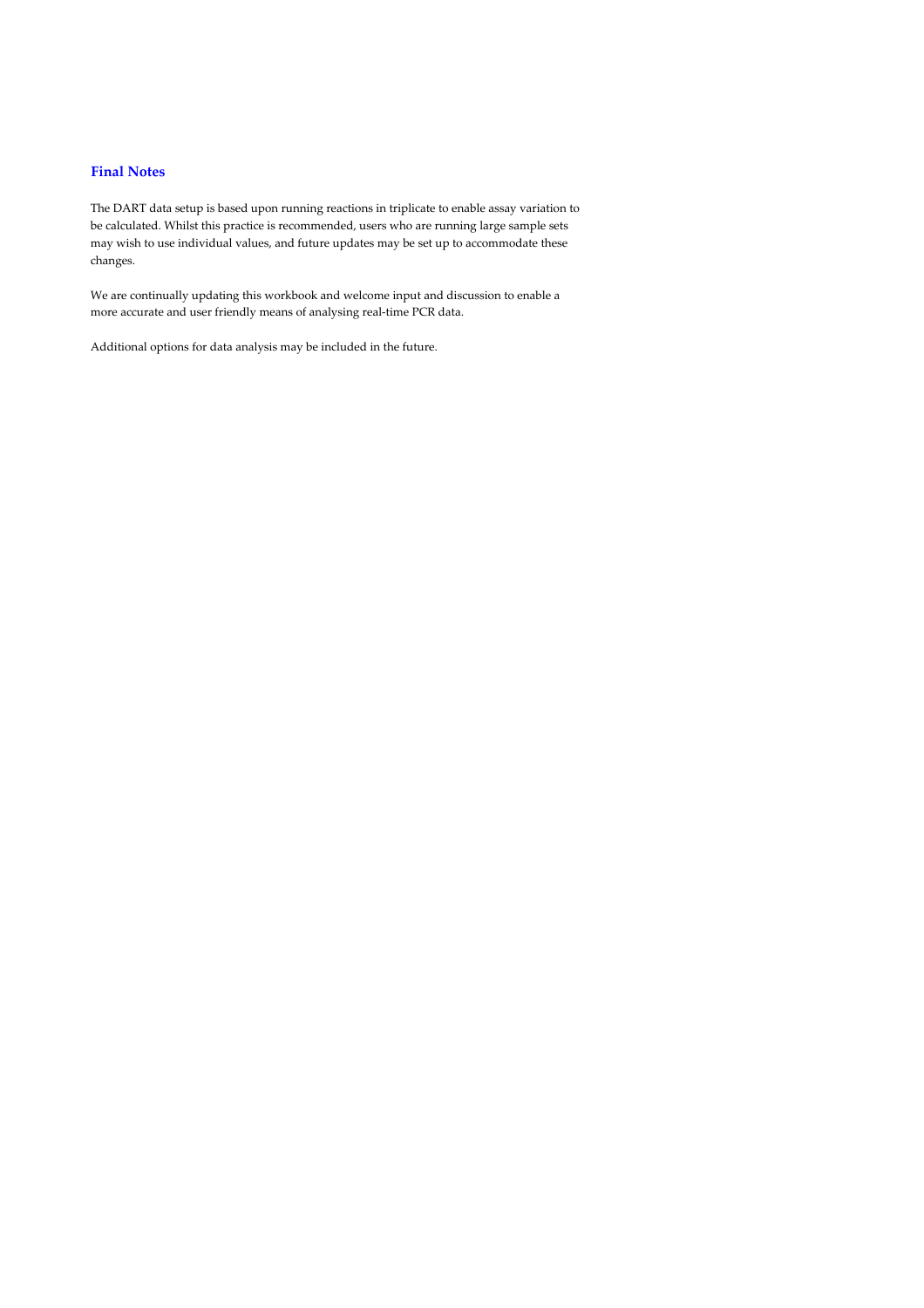## Final Notes

The DART data setup is based upon running reactions in triplicate to enable assay variation to be calculated. Whilst this practice is recommended, users who are running large sample sets may wish to use individual values, and future updates may be set up to accommodate these changes.

We are continually updating this workbook and welcome input and discussion to enable a more accurate and user friendly means of analysing real-time PCR data.

Additional options for data analysis may be included in the future.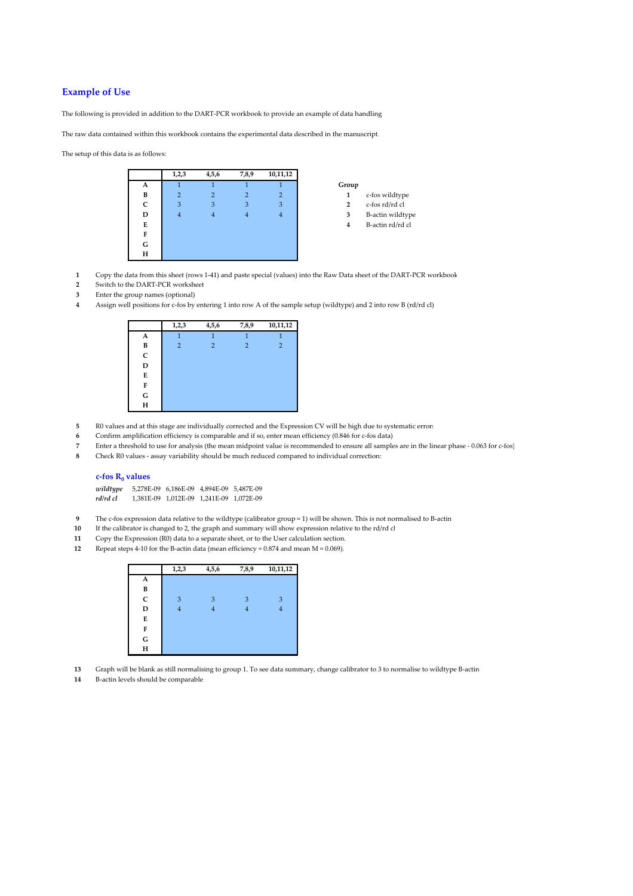## Example of Use

The following is provided in addition to the DART-PCR workbook to provide an example of data handling

The raw data contained within this workbook contains the experimental data described in the manuscript.

The setup of this data is as follows:

| | 1,2,3 | 4,5,6 | 7,8,9 | 10,11,12 |
|---|---|---|---|---|
| **A** | 1 | 1 | 1 | 1 |
| **B** | 2 | 2 | 2 | 2 |
| **C** | 3 | 3 | 3 | 3 |
| **D** | 4 | 4 | 4 | 4 |
| **E** | | | | |
| **F** | | | | |
| **G** | | | | |
| **H** | | | | |

| **Group** | |
|---|---|
| **1** | c-fos wildtype |
| **2** | c-fos rd/rd cl |
| **3** | B-actin wildtype |
| **4** | B-actin rd/rd cl |

1. Copy the data from this sheet (rows 1-41) and paste special (values) into the Raw Data sheet of the DART-PCR workbook
2. Switch to the DART-PCR worksheet
3. Enter the group names (optional)
4. Assign well positions for c-fos by entering 1 into row A of the sample setup (wildtype) and 2 into row B (rd/rd cl)

| | 1,2,3 | 4,5,6 | 7,8,9 | 10,11,12 |
|---|---|---|---|---|
| **A** | 1 | 1 | 1 | 1 |
| **B** | 2 | 2 | 2 | 2 |
| **C** | | | | |
| **D** | | | | |
| **E** | | | | |
| **F** | | | | |
| **G** | | | | |
| **H** | | | | |

5. R0 values and at this stage are individually corrected and the Expression CV will be high due to systematic errors
6. Confirm amplification efficiency is comparable and if so, enter mean efficiency (0.846 for c-fos data)
7. Enter a threshold to use for analysis (the mean midpoint value is recommended to ensure all samples are in the linear phase - 0.063 for c-fos)
8. Check R0 values - assay variability should be much reduced compared to individual correction:

### c-fos $R_0$ values

| | | | | |
|---|---|---|---|---|
| ***wildtype*** | 5,278E-09 | 6,186E-09 | 4,894E-09 | 5,487E-09 |
| ***rd/rd cl*** | 1,381E-09 | 1,012E-09 | 1,241E-09 | 1,072E-09 |

9. The c-fos expression data relative to the wildtype (calibrator group = 1) will be shown. This is not normalised to B-actin
10. If the calibrator is changed to 2, the graph and summary will show expression relative to the rd/rd cl
11. Copy the Expression (R0) data to a separate sheet, or to the User calculation section.
12. Repeat steps 4-10 for the B-actin data (mean efficiency = 0.874 and mean M = 0.069).

| | 1,2,3 | 4,5,6 | 7,8,9 | 10,11,12 |
|---|---|---|---|---|
| **A** | | | | |
| **B** | | | | |
| **C** | 3 | 3 | 3 | 3 |
| **D** | 4 | 4 | 4 | 4 |
| **E** | | | | |
| **F** | | | | |
| **G** | | | | |
| **H** | | | | |

13. Graph will be blank as still normalising to group 1. To see data summary, change calibrator to 3 to normalise to wildtype B-actin
14. B-actin levels should be comparable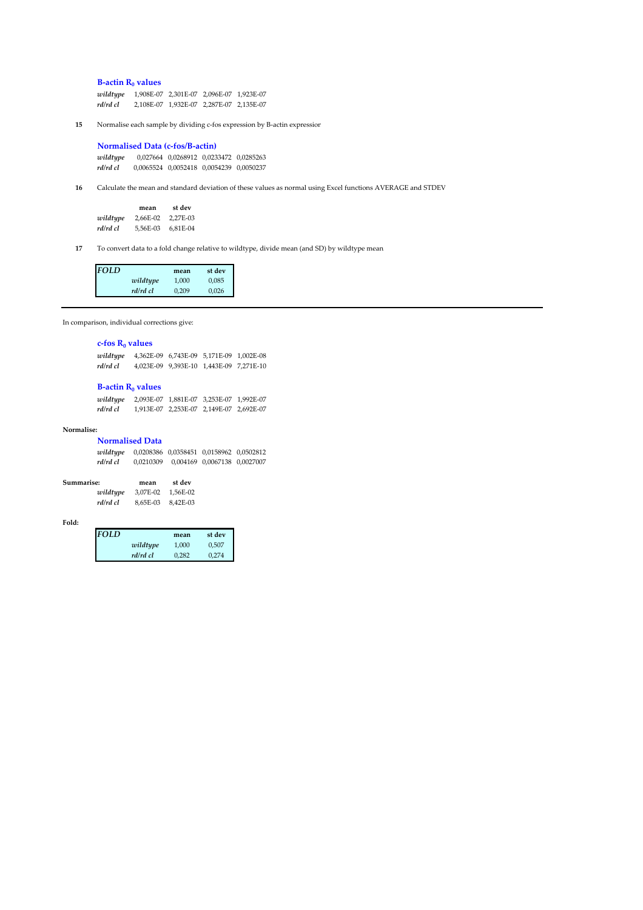### B-actin $R_0$ values

| | | | | |
|---|---|---|---|---|
| *wildtype* | 1,908E-07 | 2,301E-07 | 2,096E-07 | 1,923E-07 |
| *rd/rd cl* | 2,108E-07 | 1,932E-07 | 2,287E-07 | 2,135E-07 |

**15** Normalise each sample by dividing c-fos expression by B-actin expressior

### Normalised Data (c-fos/B-actin)

| | | | | |
|---|---|---|---|---|
| *wildtype* | 0,027664 | 0,0268912 | 0,0233472 | 0,0285263 |
| *rd/rd cl* | 0,0065524 | 0,0052418 | 0,0054239 | 0,0050237 |

**16** Calculate the mean and standard deviation of these values as normal using Excel functions AVERAGE and STDEV

| | mean | st dev |
|---|---|---|
| *wildtype* | 2,66E-02 | 2,27E-03 |
| *rd/rd cl* | 5,56E-03 | 6,81E-04 |

**17** To convert data to a fold change relative to wildtype, divide mean (and SD) by wildtype mean

| *FOLD* | | mean | st dev |
|---|---|---|---|
| | *wildtype* | 1,000 | 0,085 |
| | *rd/rd cl* | 0,209 | 0,026 |

---

In comparison, individual corrections give:

### c-fos $R_0$ values

| | | | | |
|---|---|---|---|---|
| *wildtype* | 4,362E-09 | 6,743E-09 | 5,171E-09 | 1,002E-08 |
| *rd/rd cl* | 4,023E-09 | 9,393E-10 | 1,443E-09 | 7,271E-10 |

### B-actin $R_0$ values

| | | | | |
|---|---|---|---|---|
| *wildtype* | 2,093E-07 | 1,881E-07 | 3,253E-07 | 1,992E-07 |
| *rd/rd cl* | 1,913E-07 | 2,253E-07 | 2,149E-07 | 2,692E-07 |

**Normalise:**

### Normalised Data

| | | | | |
|---|---|---|---|---|
| *wildtype* | 0,0208386 | 0,0358451 | 0,0158962 | 0,0502812 |
| *rd/rd cl* | 0,0210309 | 0,004169 | 0,0067138 | 0,0027007 |

**Summarise:**

| | mean | st dev |
|---|---|---|
| *wildtype* | 3,07E-02 | 1,56E-02 |
| *rd/rd cl* | 8,65E-03 | 8,42E-03 |

**Fold:**

| *FOLD* | | mean | st dev |
|---|---|---|---|
| | *wildtype* | 1,000 | 0,507 |
| | *rd/rd cl* | 0,282 | 0,274 |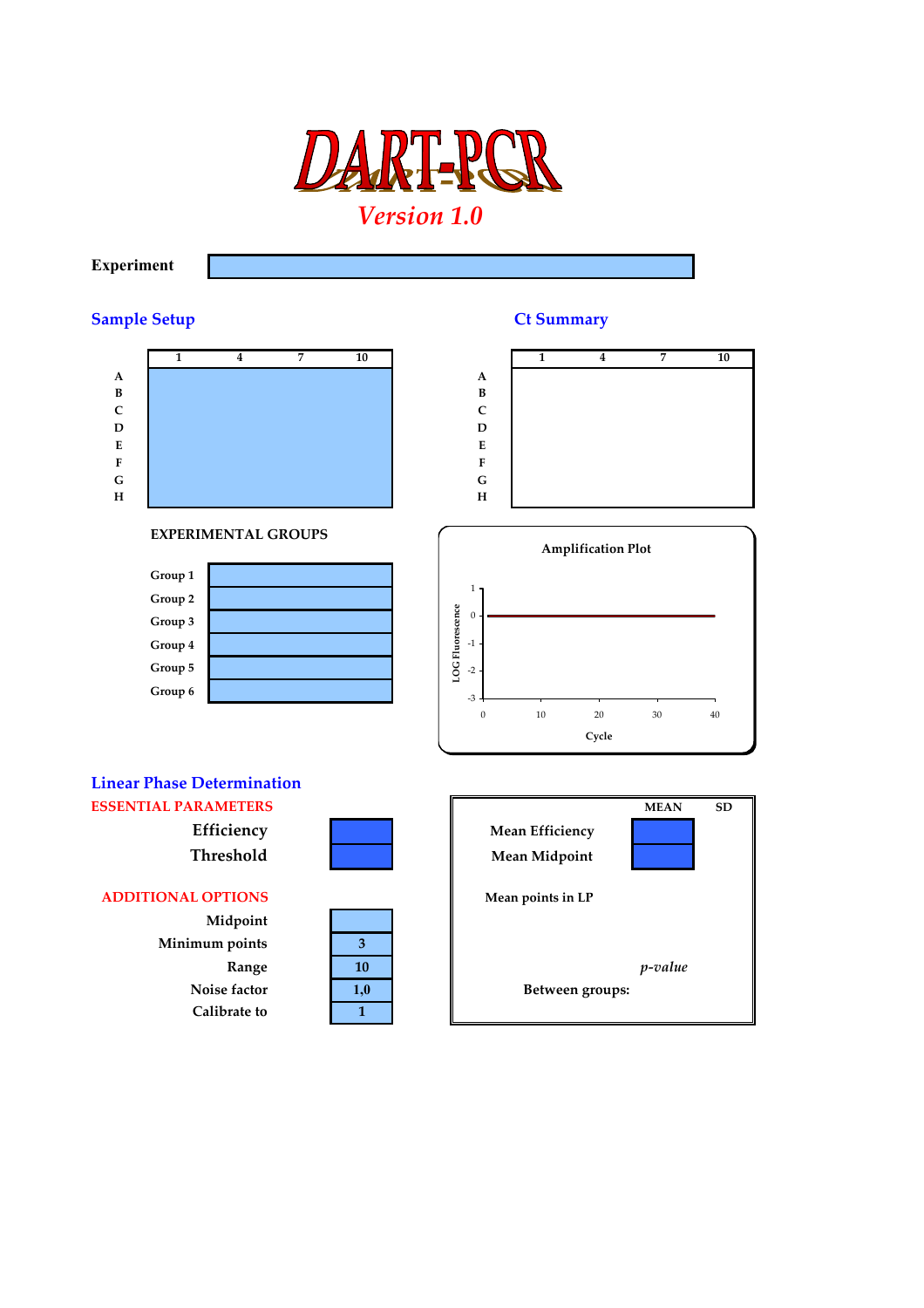# DART-PCR

*Version 1.0*

**Experiment**

## Sample Setup

| | 1 | 4 | 7 | 10 |
|---|---|---|---|---|
| A | | | | |
| B | | | | |
| C | | | | |
| D | | | | |
| E | | | | |
| F | | | | |
| G | | | | |
| H | | | | |

## Ct Summary

| | 1 | 4 | 7 | 10 |
|---|---|---|---|---|
| A | | | | |
| B | | | | |
| C | | | | |
| D | | | | |
| E | | | | |
| F | | | | |
| G | | | | |
| H | | | | |

**EXPERIMENTAL GROUPS**

| | |
|---|---|
| Group 1 | |
| Group 2 | |
| Group 3 | |
| Group 4 | |
| Group 5 | |
| Group 6 | |

**Amplification Plot**

LOG Fluorescence: 1, 0, -1, -2, -3

Cycle: 0, 10, 20, 30, 40

## Linear Phase Determination

**ESSENTIAL PARAMETERS**

| | |
|---|---|
| Efficiency | |
| Threshold | |

**ADDITIONAL OPTIONS**

| | |
|---|---|
| Midpoint | |
| Minimum points | 3 |
| Range | 10 |
| Noise factor | 1,0 |
| Calibrate to | 1 |

| | MEAN | SD |
|---|---|---|
| Mean Efficiency | | |
| Mean Midpoint | | |
| Mean points in LP | | |
| | *p-value* | |
| Between groups: | | |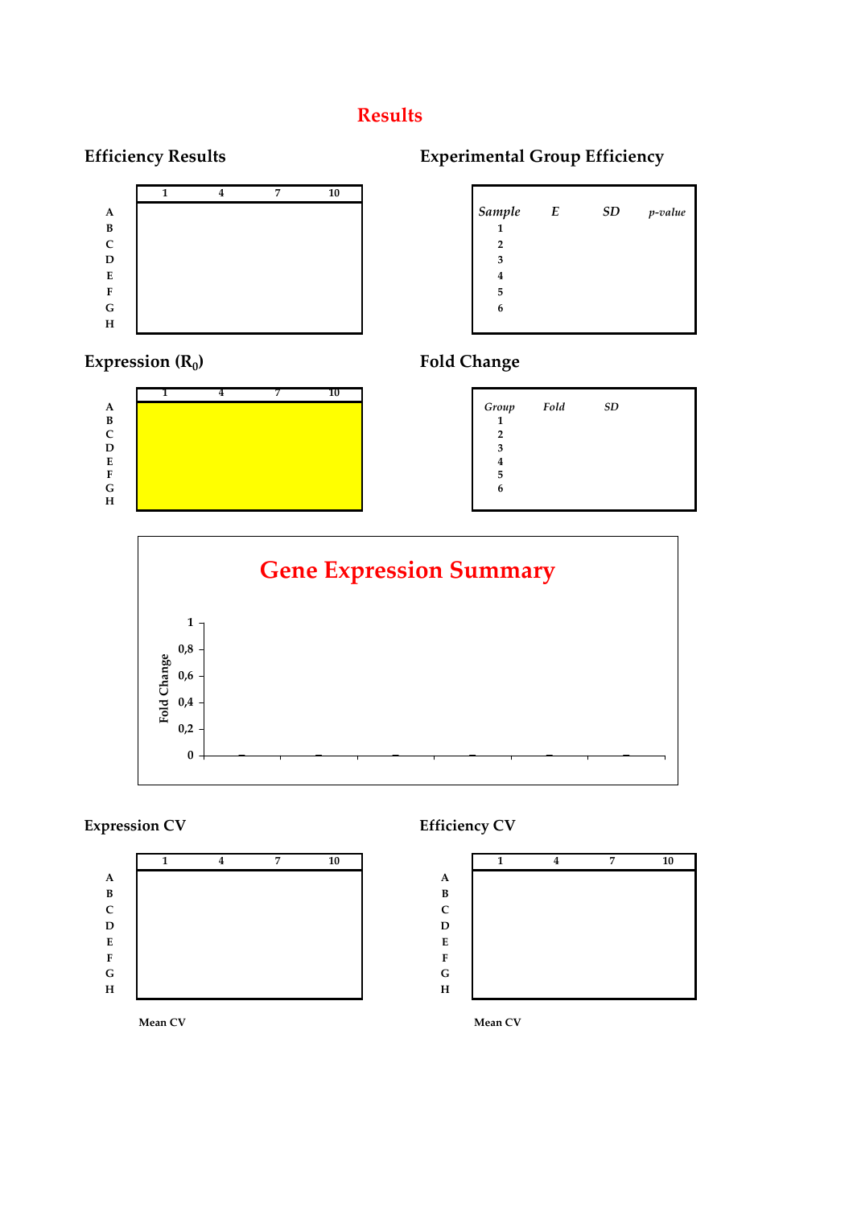# Results

## Efficiency Results

| | 1 | 4 | 7 | 10 |
|---|---|---|---|---|
| A | | | | |
| B | | | | |
| C | | | | |
| D | | | | |
| E | | | | |
| F | | | | |
| G | | | | |
| H | | | | |

## Experimental Group Efficiency

| *Sample* | *E* | *SD* | *p-value* |
|---|---|---|---|
| 1 | | | |
| 2 | | | |
| 3 | | | |
| 4 | | | |
| 5 | | | |
| 6 | | | |

## Expression ($R_0$)

| | 1 | 4 | 7 | 10 |
|---|---|---|---|---|
| A | | | | |
| B | | | | |
| C | | | | |
| D | | | | |
| E | | | | |
| F | | | | |
| G | | | | |
| H | | | | |

## Fold Change

| *Group* | *Fold* | *SD* |
|---|---|---|
| 1 | | |
| 2 | | |
| 3 | | |
| 4 | | |
| 5 | | |
| 6 | | |

## Gene Expression Summary

Fold Change

1
0,8
0,6
0,4
0,2
0

## Expression CV

| | 1 | 4 | 7 | 10 |
|---|---|---|---|---|
| A | | | | |
| B | | | | |
| C | | | | |
| D | | | | |
| E | | | | |
| F | | | | |
| G | | | | |
| H | | | | |

Mean CV

## Efficiency CV

| | 1 | 4 | 7 | 10 |
|---|---|---|---|---|
| A | | | | |
| B | | | | |
| C | | | | |
| D | | | | |
| E | | | | |
| F | | | | |
| G | | | | |
| H | | | | |

Mean CV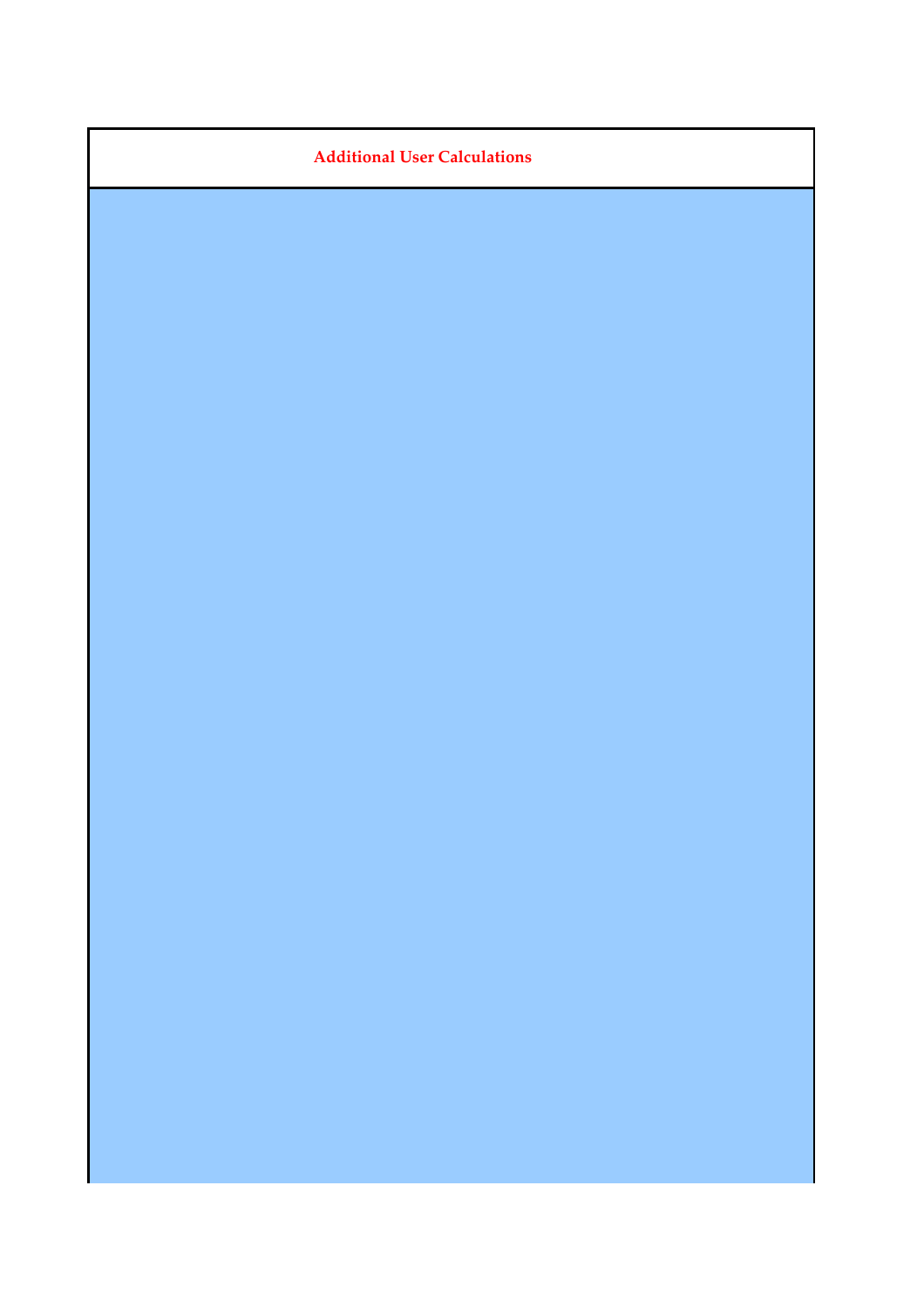## Additional User Calculations